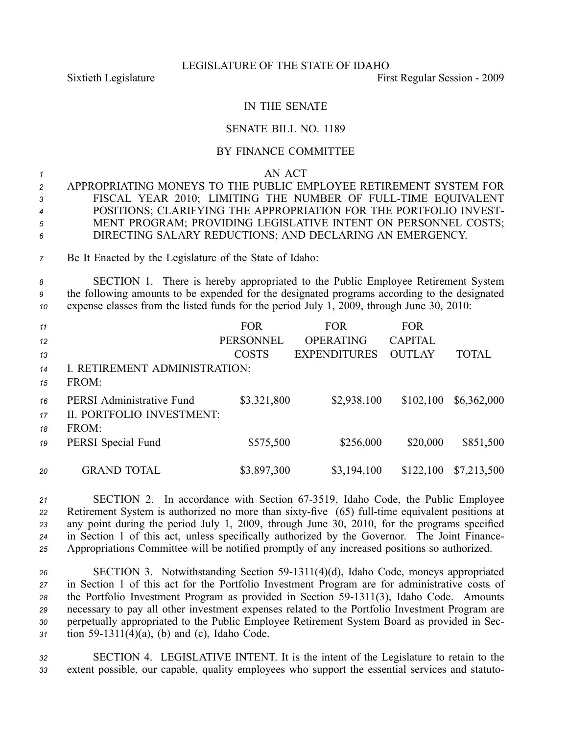LEGISLATURE OF THE STATE OF IDAHO

Sixtieth Legislature First Regular Session - 2009

IN THE SENATE

SENATE BILL NO. 1189

BY FINANCE COMMITTEE

AN ACT

APPROPRIATING MONEYS TO THE PUBLIC EMPLOYEE RETIREMENT SYSTEM FOR FISCAL YEAR 2010; LIMITING THE NUMBER OF FULL-TIME EQUIVALENT POSITIONS; CLARIFYING THE APPROPRIATION FOR THE PORTFOLIO INVESTMENT PROGRAM; PROVIDING LEGISLATIVE INTENT ON PERSONNEL COSTS; DIRECTING SALARY REDUCTIONS; AND DECLARING AN EMERGENCY.

Be It Enacted by the Legislature of the State of Idaho:

SECTION 1. There is hereby appropriated to the Public Employee Retirement System the following amounts to be expended for the designated programs according to the designated expense classes from the listed funds for the period July 1, 2009, through June 30, 2010:

| | FOR PERSONNEL COSTS | FOR OPERATING EXPENDITURES | FOR CAPITAL OUTLAY | TOTAL |
|---|---|---|---|---|
| I. RETIREMENT ADMINISTRATION: | | | | |
| FROM: | | | | |
| PERSI Administrative Fund | $3,321,800 | $2,938,100 | $102,100 | $6,362,000 |
| II. PORTFOLIO INVESTMENT: | | | | |
| FROM: | | | | |
| PERSI Special Fund | $575,500 | $256,000 | $20,000 | $851,500 |
| GRAND TOTAL | $3,897,300 | $3,194,100 | $122,100 | $7,213,500 |

SECTION 2. In accordance with Section 67-3519, Idaho Code, the Public Employee Retirement System is authorized no more than sixty-five (65) full-time equivalent positions at any point during the period July 1, 2009, through June 30, 2010, for the programs specified in Section 1 of this act, unless specifically authorized by the Governor. The Joint Finance-Appropriations Committee will be notified promptly of any increased positions so authorized.

SECTION 3. Notwithstanding Section 59-1311(4)(d), Idaho Code, moneys appropriated in Section 1 of this act for the Portfolio Investment Program are for administrative costs of the Portfolio Investment Program as provided in Section 59-1311(3), Idaho Code. Amounts necessary to pay all other investment expenses related to the Portfolio Investment Program are perpetually appropriated to the Public Employee Retirement System Board as provided in Section 59-1311(4)(a), (b) and (c), Idaho Code.

SECTION 4. LEGISLATIVE INTENT. It is the intent of the Legislature to retain to the extent possible, our capable, quality employees who support the essential services and statuto-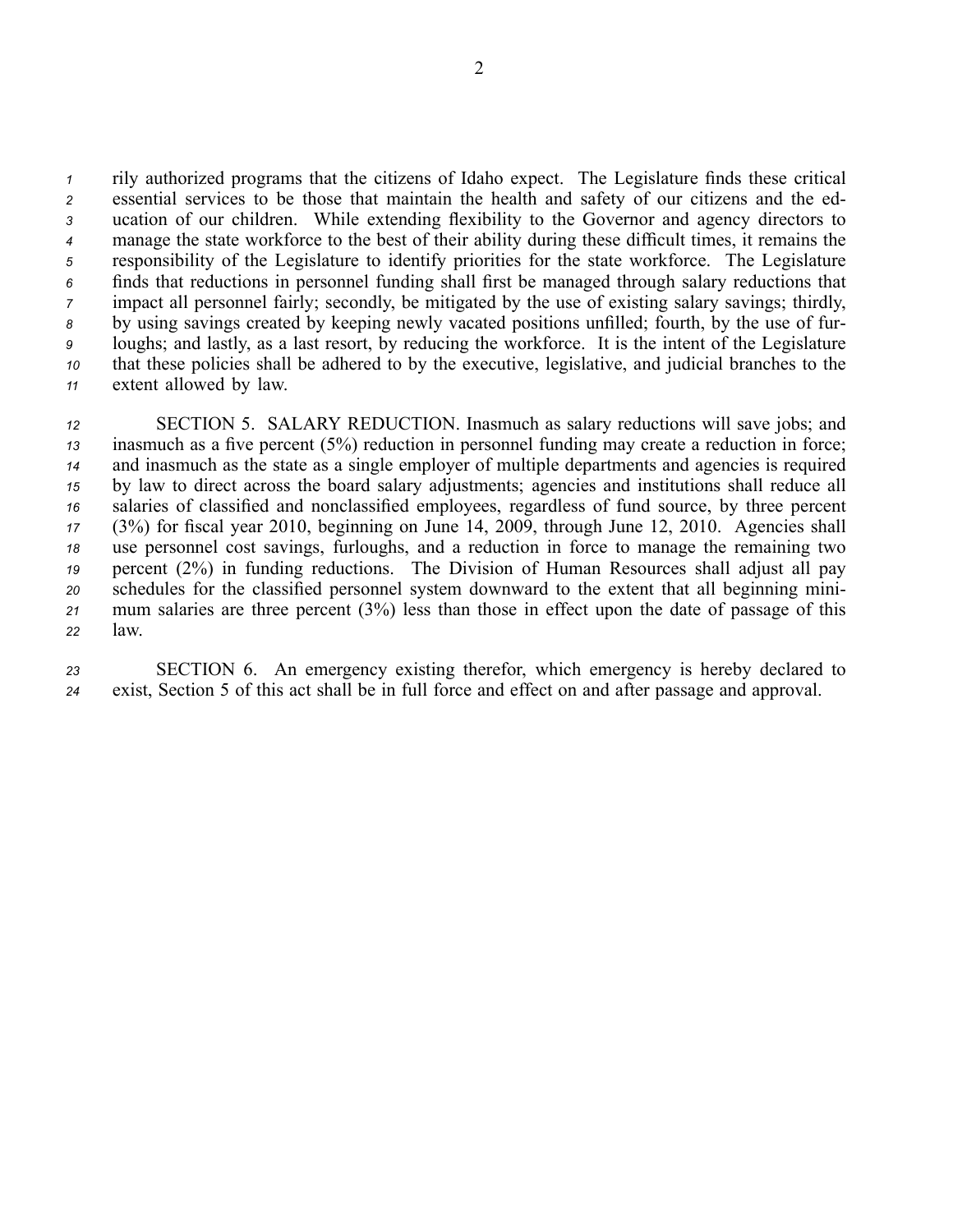rily authorized programs that the citizens of Idaho expect. The Legislature finds these critical essential services to be those that maintain the health and safety of our citizens and the education of our children. While extending flexibility to the Governor and agency directors to manage the state workforce to the best of their ability during these difficult times, it remains the responsibility of the Legislature to identify priorities for the state workforce. The Legislature finds that reductions in personnel funding shall first be managed through salary reductions that impact all personnel fairly; secondly, be mitigated by the use of existing salary savings; thirdly, by using savings created by keeping newly vacated positions unfilled; fourth, by the use of furloughs; and lastly, as a last resort, by reducing the workforce. It is the intent of the Legislature that these policies shall be adhered to by the executive, legislative, and judicial branches to the extent allowed by law.

SECTION 5. SALARY REDUCTION. Inasmuch as salary reductions will save jobs; and inasmuch as a five percent (5%) reduction in personnel funding may create a reduction in force; and inasmuch as the state as a single employer of multiple departments and agencies is required by law to direct across the board salary adjustments; agencies and institutions shall reduce all salaries of classified and nonclassified employees, regardless of fund source, by three percent (3%) for fiscal year 2010, beginning on June 14, 2009, through June 12, 2010. Agencies shall use personnel cost savings, furloughs, and a reduction in force to manage the remaining two percent (2%) in funding reductions. The Division of Human Resources shall adjust all pay schedules for the classified personnel system downward to the extent that all beginning minimum salaries are three percent (3%) less than those in effect upon the date of passage of this law.

SECTION 6. An emergency existing therefor, which emergency is hereby declared to exist, Section 5 of this act shall be in full force and effect on and after passage and approval.